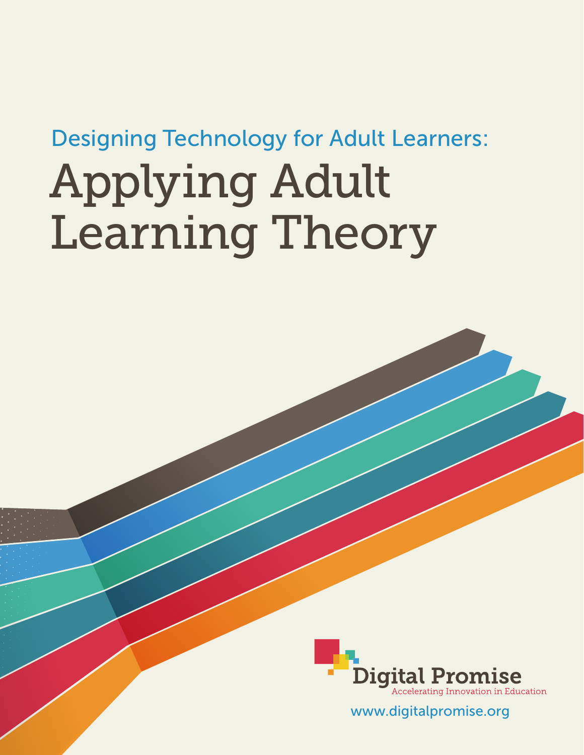Designing Technology for Adult Learners:

# Applying Adult Learning Theory

Digital Promise

Accelerating Innovation in Education

www.digitalpromise.org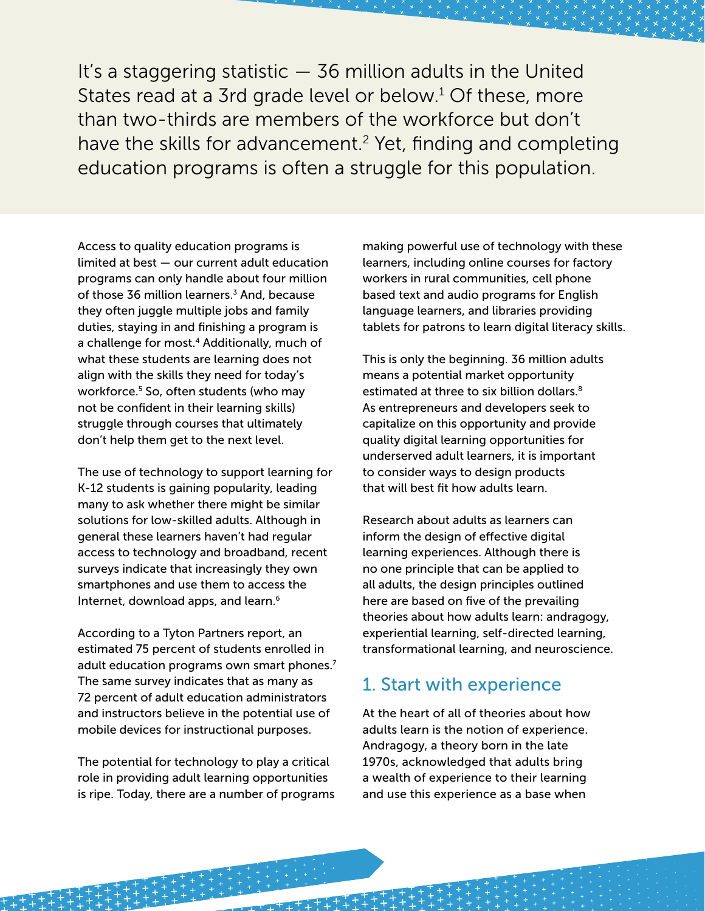It's a staggering statistic — 36 million adults in the United States read at a 3rd grade level or below.[1] Of these, more than two-thirds are members of the workforce but don't have the skills for advancement.[2] Yet, finding and completing education programs is often a struggle for this population.

Access to quality education programs is limited at best — our current adult education programs can only handle about four million of those 36 million learners.[3] And, because they often juggle multiple jobs and family duties, staying in and finishing a program is a challenge for most.[4] Additionally, much of what these students are learning does not align with the skills they need for today's workforce.[5] So, often students (who may not be confident in their learning skills) struggle through courses that ultimately don't help them get to the next level.

The use of technology to support learning for K-12 students is gaining popularity, leading many to ask whether there might be similar solutions for low-skilled adults. Although in general these learners haven't had regular access to technology and broadband, recent surveys indicate that increasingly they own smartphones and use them to access the Internet, download apps, and learn.[6]

According to a Tyton Partners report, an estimated 75 percent of students enrolled in adult education programs own smart phones.[7] The same survey indicates that as many as 72 percent of adult education administrators and instructors believe in the potential use of mobile devices for instructional purposes.

The potential for technology to play a critical role in providing adult learning opportunities is ripe. Today, there are a number of programs making powerful use of technology with these learners, including online courses for factory workers in rural communities, cell phone based text and audio programs for English language learners, and libraries providing tablets for patrons to learn digital literacy skills.

This is only the beginning. 36 million adults means a potential market opportunity estimated at three to six billion dollars.[8] As entrepreneurs and developers seek to capitalize on this opportunity and provide quality digital learning opportunities for underserved adult learners, it is important to consider ways to design products that will best fit how adults learn.

Research about adults as learners can inform the design of effective digital learning experiences. Although there is no one principle that can be applied to all adults, the design principles outlined here are based on five of the prevailing theories about how adults learn: andragogy, experiential learning, self-directed learning, transformational learning, and neuroscience.

## 1. Start with experience

At the heart of all of theories about how adults learn is the notion of experience. Andragogy, a theory born in the late 1970s, acknowledged that adults bring a wealth of experience to their learning and use this experience as a base when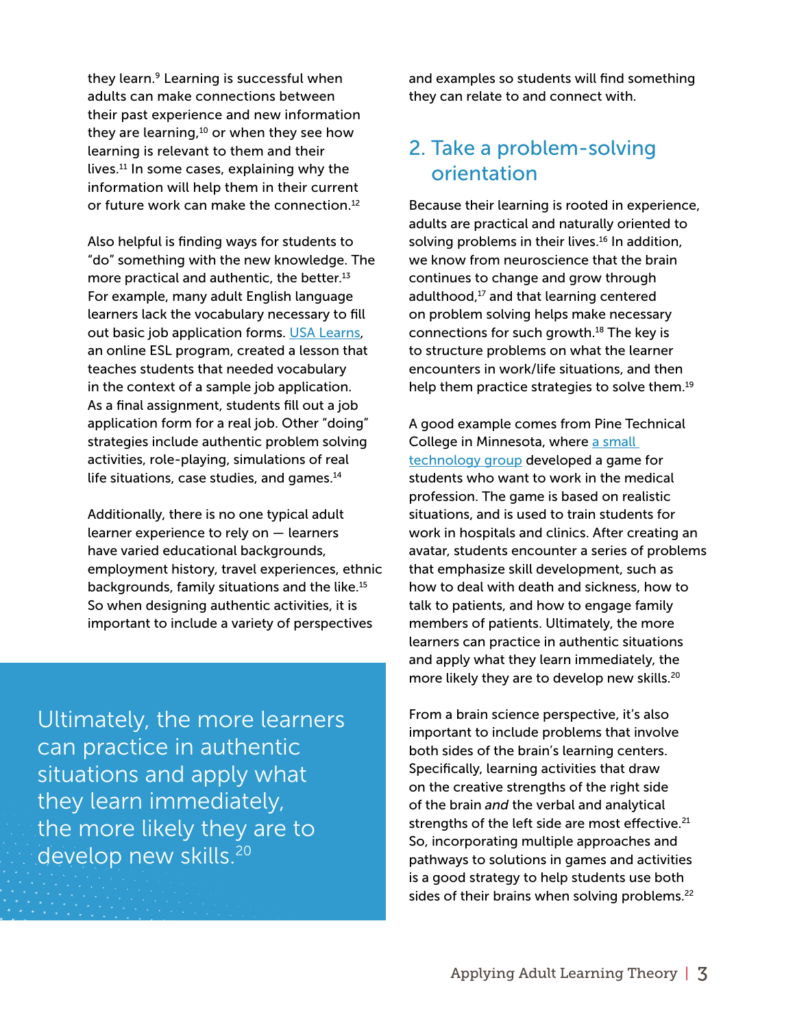they learn.[9] Learning is successful when adults can make connections between their past experience and new information they are learning,[10] or when they see how learning is relevant to them and their lives.[11] In some cases, explaining why the information will help them in their current or future work can make the connection.[12]

Also helpful is finding ways for students to "do" something with the new knowledge. The more practical and authentic, the better.[13] For example, many adult English language learners lack the vocabulary necessary to fill out basic job application forms. USA Learns, an online ESL program, created a lesson that teaches students that needed vocabulary in the context of a sample job application. As a final assignment, students fill out a job application form for a real job. Other "doing" strategies include authentic problem solving activities, role-playing, simulations of real life situations, case studies, and games.[14]

Additionally, there is no one typical adult learner experience to rely on — learners have varied educational backgrounds, employment history, travel experiences, ethnic backgrounds, family situations and the like.[15] So when designing authentic activities, it is important to include a variety of perspectives and examples so students will find something they can relate to and connect with.

> Ultimately, the more learners can practice in authentic situations and apply what they learn immediately, the more likely they are to develop new skills.[20]

## 2. Take a problem-solving orientation

Because their learning is rooted in experience, adults are practical and naturally oriented to solving problems in their lives.[16] In addition, we know from neuroscience that the brain continues to change and grow through adulthood,[17] and that learning centered on problem solving helps make necessary connections for such growth.[18] The key is to structure problems on what the learner encounters in work/life situations, and then help them practice strategies to solve them.[19]

A good example comes from Pine Technical College in Minnesota, where a small technology group developed a game for students who want to work in the medical profession. The game is based on realistic situations, and is used to train students for work in hospitals and clinics. After creating an avatar, students encounter a series of problems that emphasize skill development, such as how to deal with death and sickness, how to talk to patients, and how to engage family members of patients. Ultimately, the more learners can practice in authentic situations and apply what they learn immediately, the more likely they are to develop new skills.[20]

From a brain science perspective, it's also important to include problems that involve both sides of the brain's learning centers. Specifically, learning activities that draw on the creative strengths of the right side of the brain *and* the verbal and analytical strengths of the left side are most effective.[21] So, incorporating multiple approaches and pathways to solutions in games and activities is a good strategy to help students use both sides of their brains when solving problems.[22]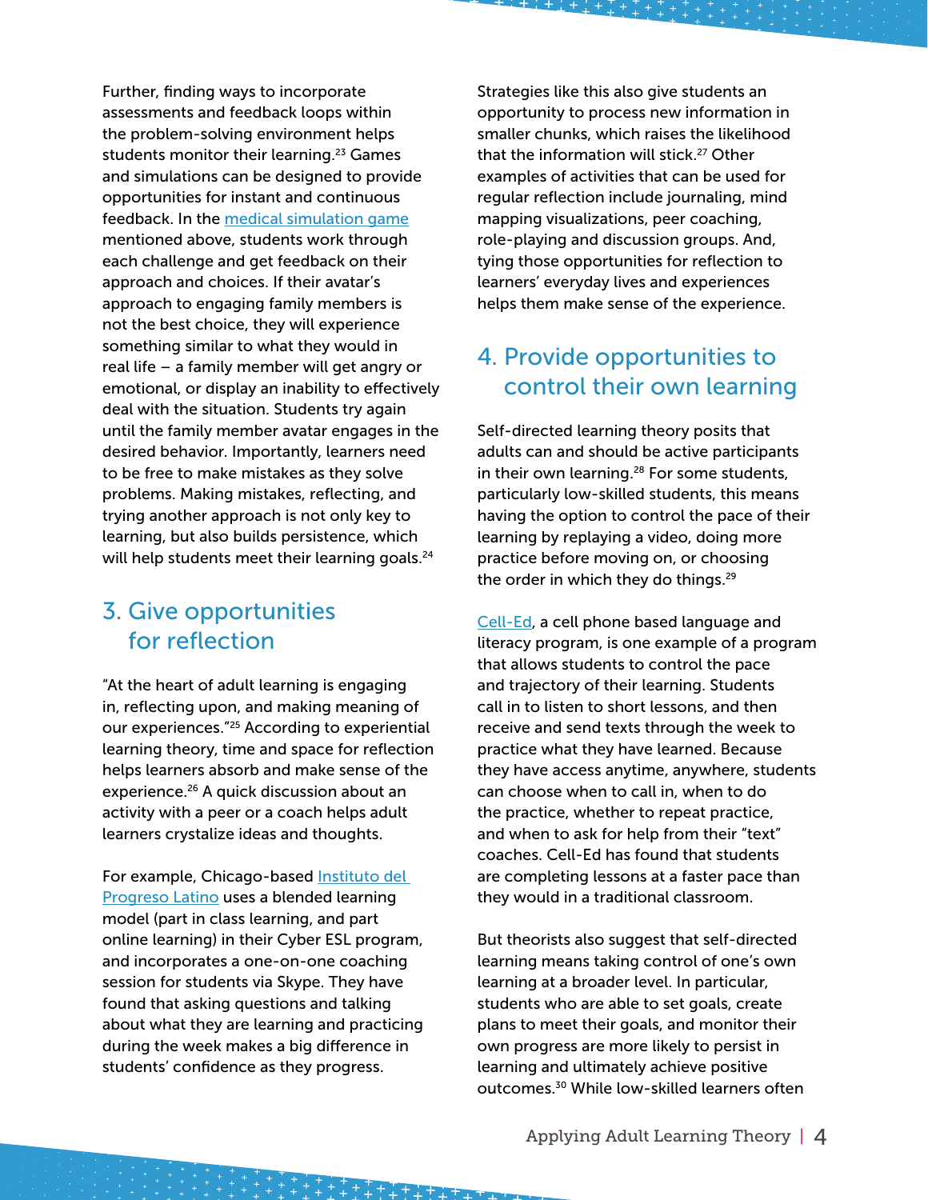Further, finding ways to incorporate assessments and feedback loops within the problem-solving environment helps students monitor their learning.[23] Games and simulations can be designed to provide opportunities for instant and continuous feedback. In the medical simulation game mentioned above, students work through each challenge and get feedback on their approach and choices. If their avatar's approach to engaging family members is not the best choice, they will experience something similar to what they would in real life – a family member will get angry or emotional, or display an inability to effectively deal with the situation. Students try again until the family member avatar engages in the desired behavior. Importantly, learners need to be free to make mistakes as they solve problems. Making mistakes, reflecting, and trying another approach is not only key to learning, but also builds persistence, which will help students meet their learning goals.[24]

## 3. Give opportunities for reflection

"At the heart of adult learning is engaging in, reflecting upon, and making meaning of our experiences."[25] According to experiential learning theory, time and space for reflection helps learners absorb and make sense of the experience.[26] A quick discussion about an activity with a peer or a coach helps adult learners crystalize ideas and thoughts.

For example, Chicago-based Instituto del Progreso Latino uses a blended learning model (part in class learning, and part online learning) in their Cyber ESL program, and incorporates a one-on-one coaching session for students via Skype. They have found that asking questions and talking about what they are learning and practicing during the week makes a big difference in students' confidence as they progress.

Strategies like this also give students an opportunity to process new information in smaller chunks, which raises the likelihood that the information will stick.[27] Other examples of activities that can be used for regular reflection include journaling, mind mapping visualizations, peer coaching, role-playing and discussion groups. And, tying those opportunities for reflection to learners' everyday lives and experiences helps them make sense of the experience.

## 4. Provide opportunities to control their own learning

Self-directed learning theory posits that adults can and should be active participants in their own learning.[28] For some students, particularly low-skilled students, this means having the option to control the pace of their learning by replaying a video, doing more practice before moving on, or choosing the order in which they do things.[29]

Cell-Ed, a cell phone based language and literacy program, is one example of a program that allows students to control the pace and trajectory of their learning. Students call in to listen to short lessons, and then receive and send texts through the week to practice what they have learned. Because they have access anytime, anywhere, students can choose when to call in, when to do the practice, whether to repeat practice, and when to ask for help from their "text" coaches. Cell-Ed has found that students are completing lessons at a faster pace than they would in a traditional classroom.

But theorists also suggest that self-directed learning means taking control of one's own learning at a broader level. In particular, students who are able to set goals, create plans to meet their goals, and monitor their own progress are more likely to persist in learning and ultimately achieve positive outcomes.[30] While low-skilled learners often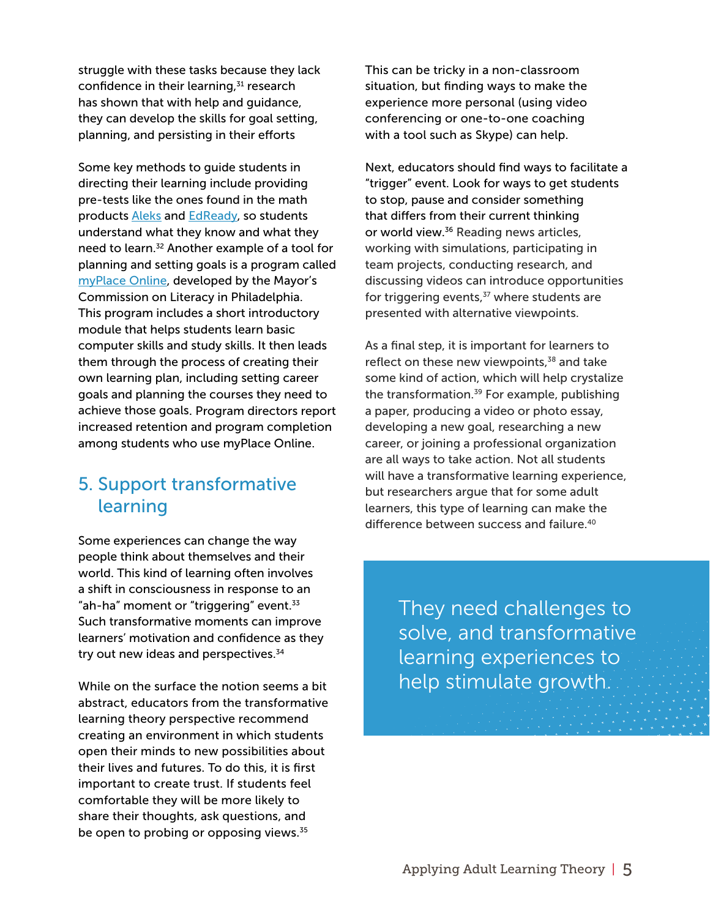struggle with these tasks because they lack confidence in their learning,[31] research has shown that with help and guidance, they can develop the skills for goal setting, planning, and persisting in their efforts

Some key methods to guide students in directing their learning include providing pre-tests like the ones found in the math products Aleks and EdReady, so students understand what they know and what they need to learn.[32] Another example of a tool for planning and setting goals is a program called myPlace Online, developed by the Mayor's Commission on Literacy in Philadelphia. This program includes a short introductory module that helps students learn basic computer skills and study skills. It then leads them through the process of creating their own learning plan, including setting career goals and planning the courses they need to achieve those goals. Program directors report increased retention and program completion among students who use myPlace Online.

## 5. Support transformative learning

Some experiences can change the way people think about themselves and their world. This kind of learning often involves a shift in consciousness in response to an "ah-ha" moment or "triggering" event.[33] Such transformative moments can improve learners' motivation and confidence as they try out new ideas and perspectives.[34]

While on the surface the notion seems a bit abstract, educators from the transformative learning theory perspective recommend creating an environment in which students open their minds to new possibilities about their lives and futures. To do this, it is first important to create trust. If students feel comfortable they will be more likely to share their thoughts, ask questions, and be open to probing or opposing views.[35]

This can be tricky in a non-classroom situation, but finding ways to make the experience more personal (using video conferencing or one-to-one coaching with a tool such as Skype) can help.

Next, educators should find ways to facilitate a "trigger" event. Look for ways to get students to stop, pause and consider something that differs from their current thinking or world view.[36] Reading news articles, working with simulations, participating in team projects, conducting research, and discussing videos can introduce opportunities for triggering events,[37] where students are presented with alternative viewpoints.

As a final step, it is important for learners to reflect on these new viewpoints,[38] and take some kind of action, which will help crystalize the transformation.[39] For example, publishing a paper, producing a video or photo essay, developing a new goal, researching a new career, or joining a professional organization are all ways to take action. Not all students will have a transformative learning experience, but researchers argue that for some adult learners, this type of learning can make the difference between success and failure.[40]

> They need challenges to solve, and transformative learning experiences to help stimulate growth.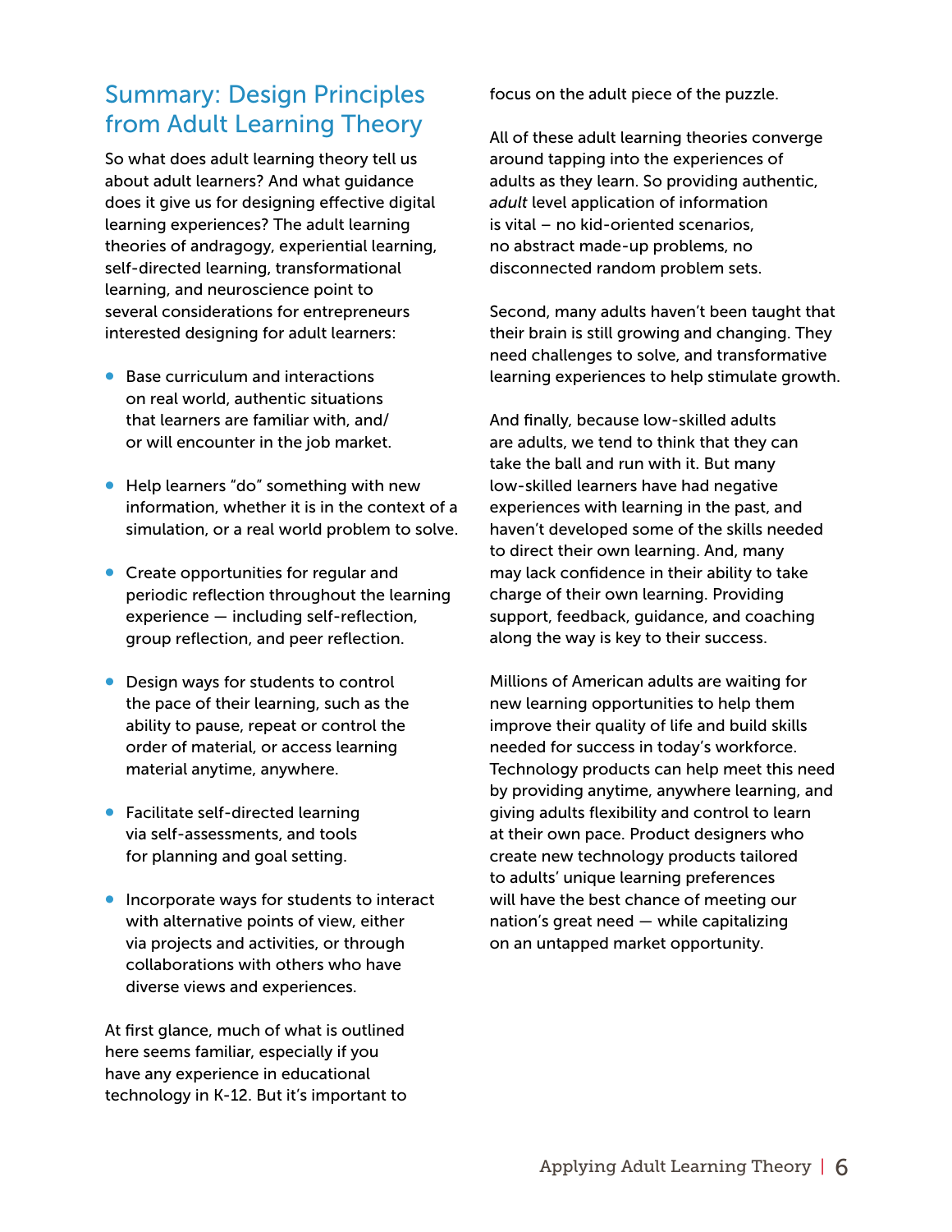## Summary: Design Principles from Adult Learning Theory

So what does adult learning theory tell us about adult learners? And what guidance does it give us for designing effective digital learning experiences? The adult learning theories of andragogy, experiential learning, self-directed learning, transformational learning, and neuroscience point to several considerations for entrepreneurs interested designing for adult learners:

- Base curriculum and interactions on real world, authentic situations that learners are familiar with, and/or will encounter in the job market.
- Help learners "do" something with new information, whether it is in the context of a simulation, or a real world problem to solve.
- Create opportunities for regular and periodic reflection throughout the learning experience — including self-reflection, group reflection, and peer reflection.
- Design ways for students to control the pace of their learning, such as the ability to pause, repeat or control the order of material, or access learning material anytime, anywhere.
- Facilitate self-directed learning via self-assessments, and tools for planning and goal setting.
- Incorporate ways for students to interact with alternative points of view, either via projects and activities, or through collaborations with others who have diverse views and experiences.

At first glance, much of what is outlined here seems familiar, especially if you have any experience in educational technology in K-12. But it's important to focus on the adult piece of the puzzle.

All of these adult learning theories converge around tapping into the experiences of adults as they learn. So providing authentic, *adult* level application of information is vital – no kid-oriented scenarios, no abstract made-up problems, no disconnected random problem sets.

Second, many adults haven't been taught that their brain is still growing and changing. They need challenges to solve, and transformative learning experiences to help stimulate growth.

And finally, because low-skilled adults are adults, we tend to think that they can take the ball and run with it. But many low-skilled learners have had negative experiences with learning in the past, and haven't developed some of the skills needed to direct their own learning. And, many may lack confidence in their ability to take charge of their own learning. Providing support, feedback, guidance, and coaching along the way is key to their success.

Millions of American adults are waiting for new learning opportunities to help them improve their quality of life and build skills needed for success in today's workforce. Technology products can help meet this need by providing anytime, anywhere learning, and giving adults flexibility and control to learn at their own pace. Product designers who create new technology products tailored to adults' unique learning preferences will have the best chance of meeting our nation's great need — while capitalizing on an untapped market opportunity.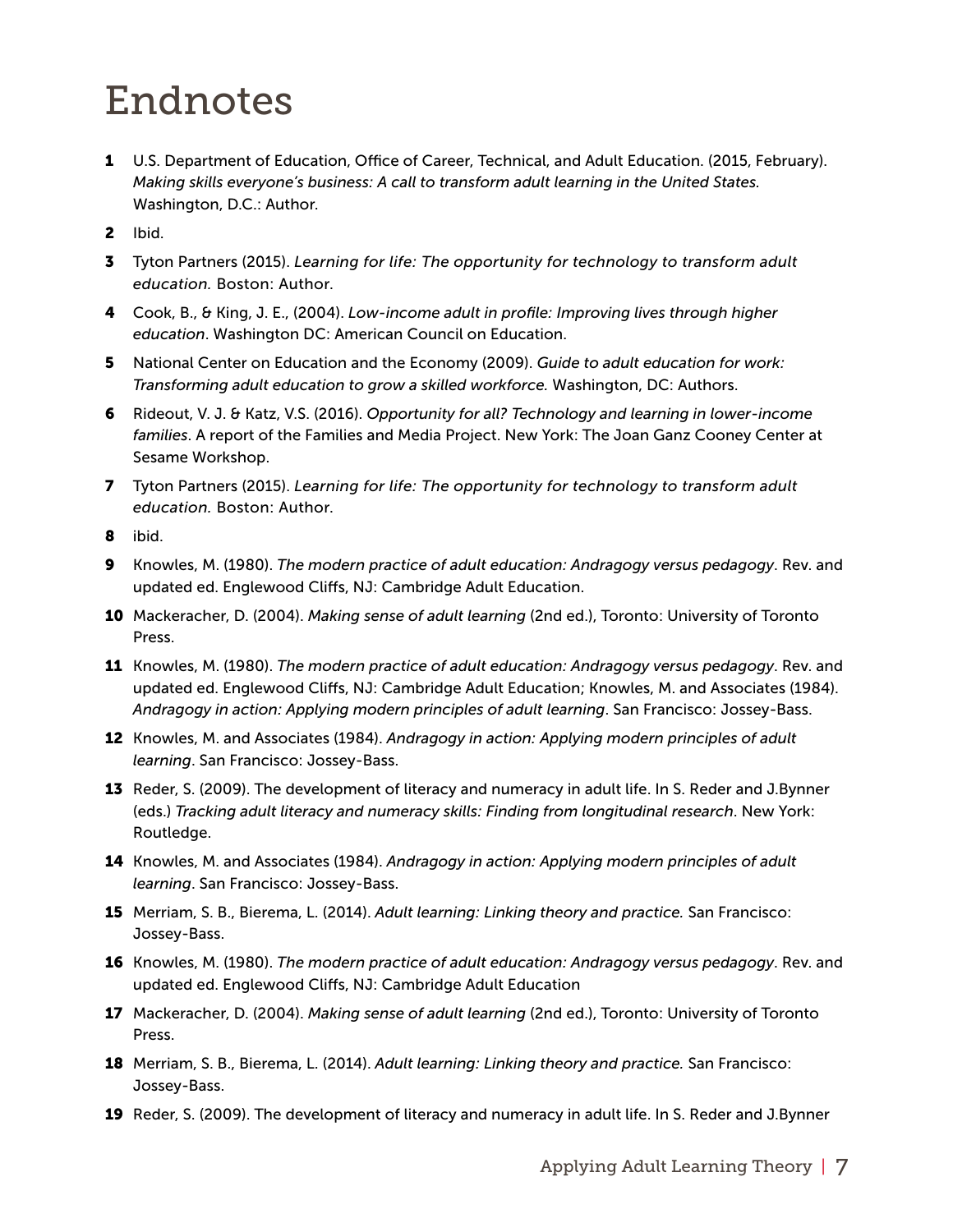# Endnotes

1. U.S. Department of Education, Office of Career, Technical, and Adult Education. (2015, February). *Making skills everyone's business: A call to transform adult learning in the United States.* Washington, D.C.: Author.
2. Ibid.
3. Tyton Partners (2015). *Learning for life: The opportunity for technology to transform adult education.* Boston: Author.
4. Cook, B., & King, J. E., (2004). *Low-income adult in profile: Improving lives through higher education*. Washington DC: American Council on Education.
5. National Center on Education and the Economy (2009). *Guide to adult education for work: Transforming adult education to grow a skilled workforce.* Washington, DC: Authors.
6. Rideout, V. J. & Katz, V.S. (2016). *Opportunity for all? Technology and learning in lower-income families*. A report of the Families and Media Project. New York: The Joan Ganz Cooney Center at Sesame Workshop.
7. Tyton Partners (2015). *Learning for life: The opportunity for technology to transform adult education.* Boston: Author.
8. ibid.
9. Knowles, M. (1980). *The modern practice of adult education: Andragogy versus pedagogy*. Rev. and updated ed. Englewood Cliffs, NJ: Cambridge Adult Education.
10. Mackeracher, D. (2004). *Making sense of adult learning* (2nd ed.), Toronto: University of Toronto Press.
11. Knowles, M. (1980). *The modern practice of adult education: Andragogy versus pedagogy*. Rev. and updated ed. Englewood Cliffs, NJ: Cambridge Adult Education; Knowles, M. and Associates (1984). *Andragogy in action: Applying modern principles of adult learning*. San Francisco: Jossey-Bass.
12. Knowles, M. and Associates (1984). *Andragogy in action: Applying modern principles of adult learning*. San Francisco: Jossey-Bass.
13. Reder, S. (2009). The development of literacy and numeracy in adult life. In S. Reder and J.Bynner (eds.) *Tracking adult literacy and numeracy skills: Finding from longitudinal research*. New York: Routledge.
14. Knowles, M. and Associates (1984). *Andragogy in action: Applying modern principles of adult learning*. San Francisco: Jossey-Bass.
15. Merriam, S. B., Bierema, L. (2014). *Adult learning: Linking theory and practice.* San Francisco: Jossey-Bass.
16. Knowles, M. (1980). *The modern practice of adult education: Andragogy versus pedagogy*. Rev. and updated ed. Englewood Cliffs, NJ: Cambridge Adult Education
17. Mackeracher, D. (2004). *Making sense of adult learning* (2nd ed.), Toronto: University of Toronto Press.
18. Merriam, S. B., Bierema, L. (2014). *Adult learning: Linking theory and practice.* San Francisco: Jossey-Bass.
19. Reder, S. (2009). The development of literacy and numeracy in adult life. In S. Reder and J.Bynner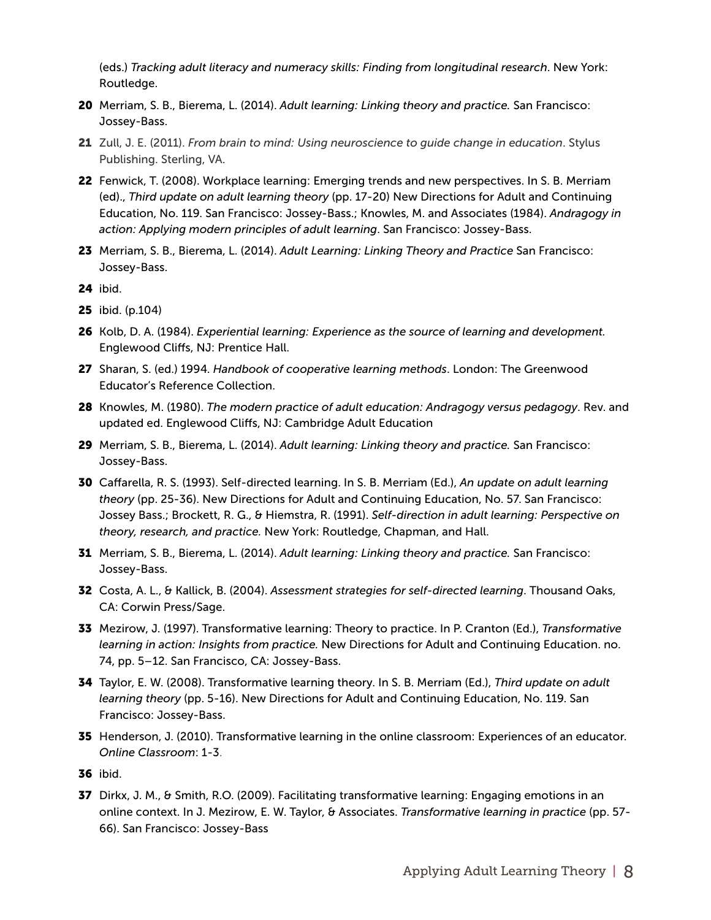(eds.) *Tracking adult literacy and numeracy skills: Finding from longitudinal research*. New York: Routledge.

**20** Merriam, S. B., Bierema, L. (2014). *Adult learning: Linking theory and practice.* San Francisco: Jossey-Bass.

**21** Zull, J. E. (2011). *From brain to mind: Using neuroscience to guide change in education*. Stylus Publishing. Sterling, VA.

**22** Fenwick, T. (2008). Workplace learning: Emerging trends and new perspectives. In S. B. Merriam (ed)., *Third update on adult learning theory* (pp. 17-20) New Directions for Adult and Continuing Education, No. 119. San Francisco: Jossey-Bass.; Knowles, M. and Associates (1984). *Andragogy in action: Applying modern principles of adult learning*. San Francisco: Jossey-Bass.

**23** Merriam, S. B., Bierema, L. (2014). *Adult Learning: Linking Theory and Practice* San Francisco: Jossey-Bass.

**24** ibid.

**25** ibid. (p.104)

**26** Kolb, D. A. (1984). *Experiential learning: Experience as the source of learning and development.* Englewood Cliffs, NJ: Prentice Hall.

**27** Sharan, S. (ed.) 1994. *Handbook of cooperative learning methods*. London: The Greenwood Educator's Reference Collection.

**28** Knowles, M. (1980). *The modern practice of adult education: Andragogy versus pedagogy*. Rev. and updated ed. Englewood Cliffs, NJ: Cambridge Adult Education

**29** Merriam, S. B., Bierema, L. (2014). *Adult learning: Linking theory and practice.* San Francisco: Jossey-Bass.

**30** Caffarella, R. S. (1993). Self-directed learning. In S. B. Merriam (Ed.), *An update on adult learning theory* (pp. 25-36). New Directions for Adult and Continuing Education, No. 57. San Francisco: Jossey Bass.; Brockett, R. G., & Hiemstra, R. (1991). *Self-direction in adult learning: Perspective on theory, research, and practice.* New York: Routledge, Chapman, and Hall.

**31** Merriam, S. B., Bierema, L. (2014). *Adult learning: Linking theory and practice.* San Francisco: Jossey-Bass.

**32** Costa, A. L., & Kallick, B. (2004). *Assessment strategies for self-directed learning*. Thousand Oaks, CA: Corwin Press/Sage.

**33** Mezirow, J. (1997). Transformative learning: Theory to practice. In P. Cranton (Ed.), *Transformative learning in action: Insights from practice.* New Directions for Adult and Continuing Education. no. 74, pp. 5–12. San Francisco, CA: Jossey-Bass.

**34** Taylor, E. W. (2008). Transformative learning theory. In S. B. Merriam (Ed.), *Third update on adult learning theory* (pp. 5-16). New Directions for Adult and Continuing Education, No. 119. San Francisco: Jossey-Bass.

**35** Henderson, J. (2010). Transformative learning in the online classroom: Experiences of an educator. *Online Classroom*: 1-3.

**36** ibid.

**37** Dirkx, J. M., & Smith, R.O. (2009). Facilitating transformative learning: Engaging emotions in an online context. In J. Mezirow, E. W. Taylor, & Associates. *Transformative learning in practice* (pp. 57-66). San Francisco: Jossey-Bass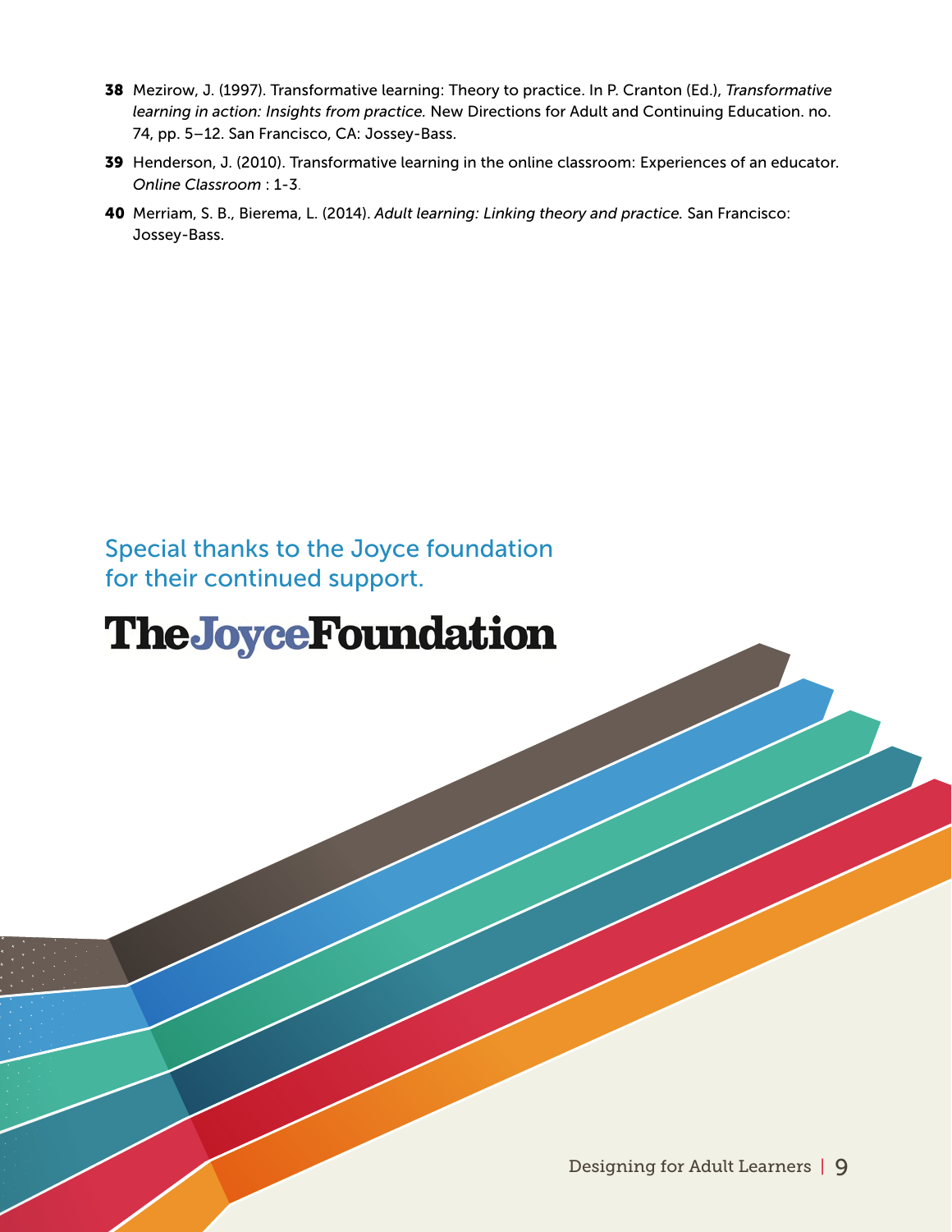**38** Mezirow, J. (1997). Transformative learning: Theory to practice. In P. Cranton (Ed.), *Transformative learning in action: Insights from practice.* New Directions for Adult and Continuing Education. no. 74, pp. 5–12. San Francisco, CA: Jossey-Bass.

**39** Henderson, J. (2010). Transformative learning in the online classroom: Experiences of an educator. *Online Classroom* : 1-3.

**40** Merriam, S. B., Bierema, L. (2014). *Adult learning: Linking theory and practice.* San Francisco: Jossey-Bass.

Special thanks to the Joyce foundation for their continued support.

**TheJoyceFoundation**